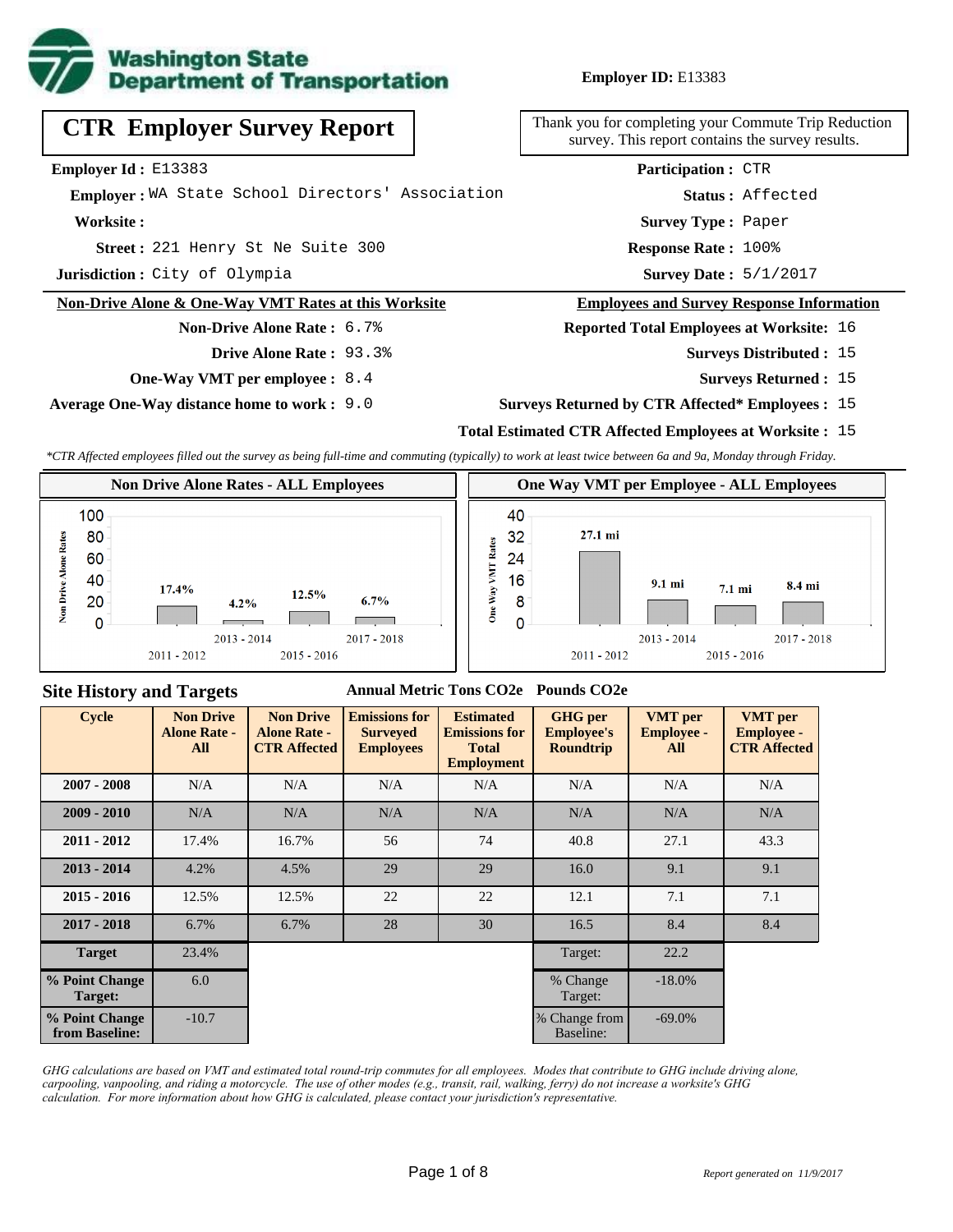**Employer ID:** E13383

# CTR Employer Survey Report

Thank you for completing your Commute Trip Reduction survey. This report contains the survey results.

**Employer Id :** E13383
**Employer :** WA State School Directors' Association
**Worksite :**
**Street :** 221 Henry St Ne Suite 300
**Jurisdiction :** City of Olympia

**Participation :** CTR
**Status :** Affected
**Survey Type :** Paper
**Response Rate :** 100%
**Survey Date :** 5/1/2017

## Non-Drive Alone & One-Way VMT Rates at this Worksite

**Non-Drive Alone Rate :** 6.7%
**Drive Alone Rate :** 93.3%
**One-Way VMT per employee :** 8.4
**Average One-Way distance home to work :** 9.0

## Employees and Survey Response Information

**Reported Total Employees at Worksite:** 16
**Surveys Distributed :** 15
**Surveys Returned :** 15
**Surveys Returned by CTR Affected* Employees :** 15
**Total Estimated CTR Affected Employees at Worksite :** 15

*\*CTR Affected employees filled out the survey as being full-time and commuting (typically) to work at least twice between 6a and 9a, Monday through Friday.*

### Non Drive Alone Rates - ALL Employees

| Cycle | Non Drive Alone Rate |
|---|---|
| 2011 - 2012 | 17.4% |
| 2013 - 2014 | 4.2% |
| 2015 - 2016 | 12.5% |
| 2017 - 2018 | 6.7% |

### One Way VMT per Employee - ALL Employees

| Cycle | One Way VMT |
|---|---|
| 2011 - 2012 | 27.1 mi |
| 2013 - 2014 | 9.1 mi |
| 2015 - 2016 | 7.1 mi |
| 2017 - 2018 | 8.4 mi |

## Site History and Targets

| Cycle | Non Drive Alone Rate - All | Non Drive Alone Rate - CTR Affected | Emissions for Surveyed Employees (Annual Metric Tons CO2e) | Estimated Emissions for Total Employment (Annual Metric Tons CO2e) | GHG per Employee's Roundtrip (Pounds CO2e) | VMT per Employee - All | VMT per Employee - CTR Affected |
|---|---|---|---|---|---|---|---|
| 2007 - 2008 | N/A | N/A | N/A | N/A | N/A | N/A | N/A |
| 2009 - 2010 | N/A | N/A | N/A | N/A | N/A | N/A | N/A |
| 2011 - 2012 | 17.4% | 16.7% | 56 | 74 | 40.8 | 27.1 | 43.3 |
| 2013 - 2014 | 4.2% | 4.5% | 29 | 29 | 16.0 | 9.1 | 9.1 |
| 2015 - 2016 | 12.5% | 12.5% | 22 | 22 | 12.1 | 7.1 | 7.1 |
| 2017 - 2018 | 6.7% | 6.7% | 28 | 30 | 16.5 | 8.4 | 8.4 |
| Target | 23.4% | | | | Target: | 22.2 | |
| % Point Change Target: | 6.0 | | | | % Change Target: | -18.0% | |
| % Point Change from Baseline: | -10.7 | | | | % Change from Baseline: | -69.0% | |

*GHG calculations are based on VMT and estimated total round-trip commutes for all employees. Modes that contribute to GHG include driving alone, carpooling, vanpooling, and riding a motorcycle. The use of other modes (e.g., transit, rail, walking, ferry) do not increase a worksite's GHG calculation. For more information about how GHG is calculated, please contact your jurisdiction's representative.*

*Report generated on 11/9/2017*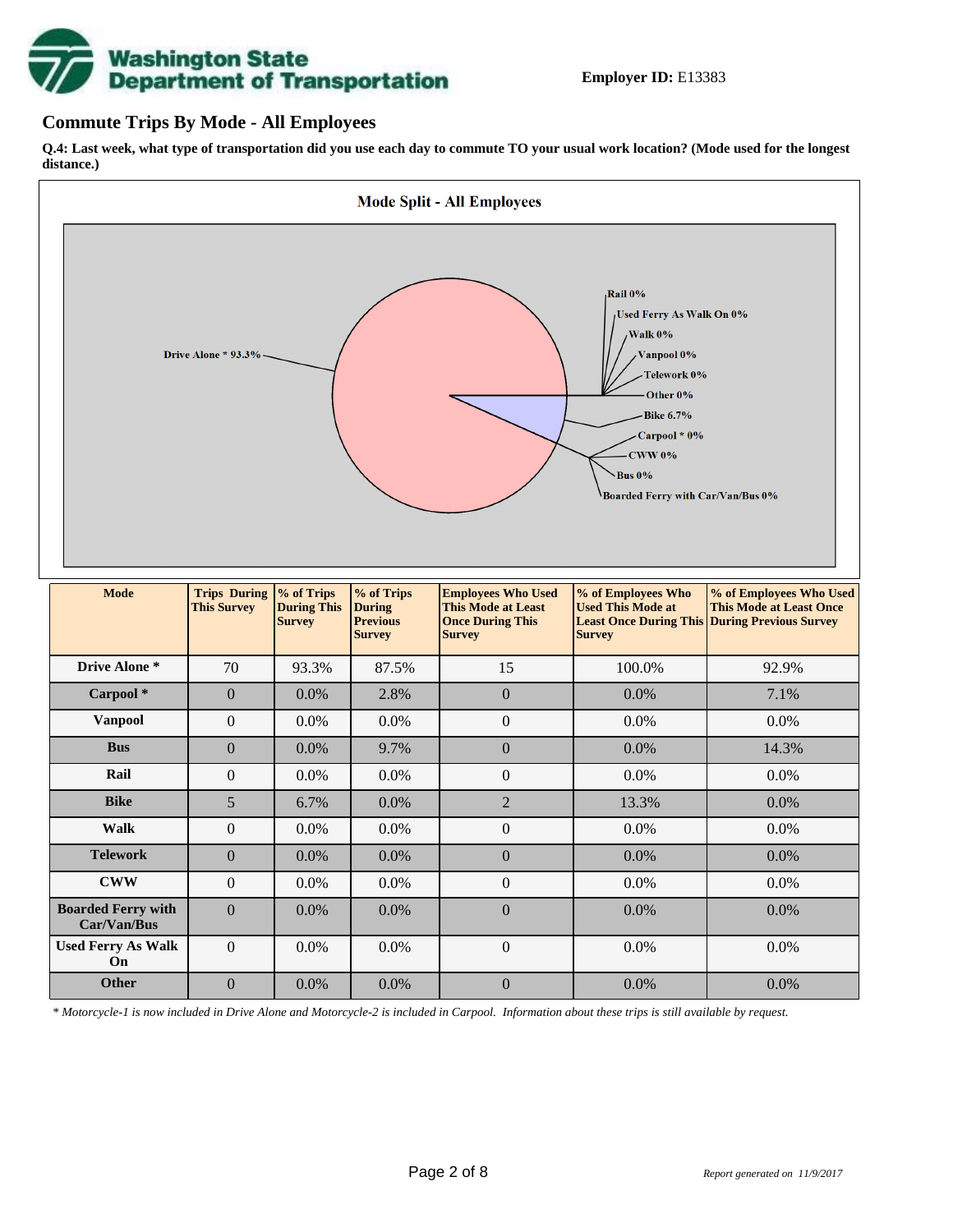Employer ID: E13383

## Commute Trips By Mode - All Employees

**Q.4: Last week, what type of transportation did you use each day to commute TO your usual work location? (Mode used for the longest distance.)**

| Mode | Trips During This Survey | % of Trips During This Survey | % of Trips During Previous Survey | Employees Who Used This Mode at Least Once During This Survey | % of Employees Who Used This Mode at Least Once During This Survey | % of Employees Who Used This Mode at Least Once During Previous Survey |
|---|---|---|---|---|---|---|
| Drive Alone * | 70 | 93.3% | 87.5% | 15 | 100.0% | 92.9% |
| Carpool * | 0 | 0.0% | 2.8% | 0 | 0.0% | 7.1% |
| Vanpool | 0 | 0.0% | 0.0% | 0 | 0.0% | 0.0% |
| Bus | 0 | 0.0% | 9.7% | 0 | 0.0% | 14.3% |
| Rail | 0 | 0.0% | 0.0% | 0 | 0.0% | 0.0% |
| Bike | 5 | 6.7% | 0.0% | 2 | 13.3% | 0.0% |
| Walk | 0 | 0.0% | 0.0% | 0 | 0.0% | 0.0% |
| Telework | 0 | 0.0% | 0.0% | 0 | 0.0% | 0.0% |
| CWW | 0 | 0.0% | 0.0% | 0 | 0.0% | 0.0% |
| Boarded Ferry with Car/Van/Bus | 0 | 0.0% | 0.0% | 0 | 0.0% | 0.0% |
| Used Ferry As Walk On | 0 | 0.0% | 0.0% | 0 | 0.0% | 0.0% |
| Other | 0 | 0.0% | 0.0% | 0 | 0.0% | 0.0% |

*\* Motorcycle-1 is now included in Drive Alone and Motorcycle-2 is included in Carpool. Information about these trips is still available by request.*

*Report generated on 11/9/2017*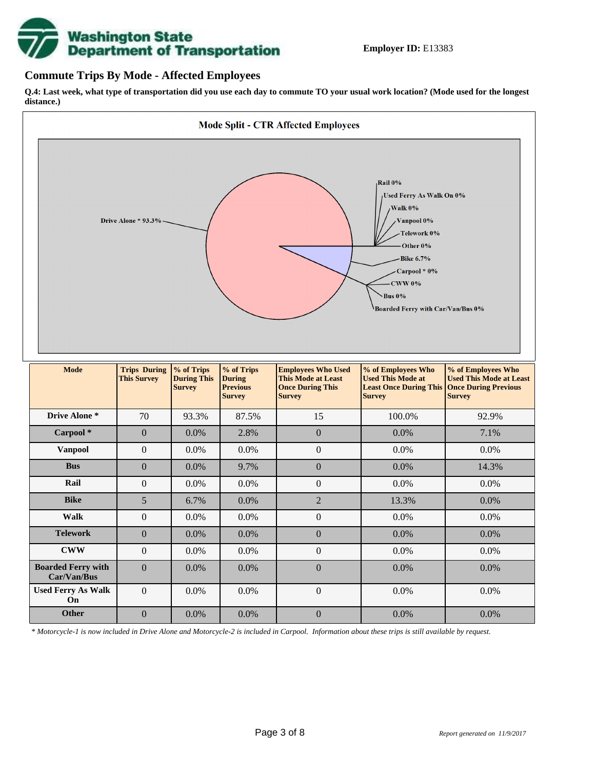**Employer ID:** E13383

## Commute Trips By Mode - Affected Employees

**Q.4: Last week, what type of transportation did you use each day to commute TO your usual work location? (Mode used for the longest distance.)**

| Mode | Trips During This Survey | % of Trips During This Survey | % of Trips During Previous Survey | Employees Who Used This Mode at Least Once During This Survey | % of Employees Who Used This Mode at Least Once During This Survey | % of Employees Who Used This Mode at Least Once During Previous Survey |
|---|---|---|---|---|---|---|
| **Drive Alone *** | 70 | 93.3% | 87.5% | 15 | 100.0% | 92.9% |
| **Carpool *** | 0 | 0.0% | 2.8% | 0 | 0.0% | 7.1% |
| **Vanpool** | 0 | 0.0% | 0.0% | 0 | 0.0% | 0.0% |
| **Bus** | 0 | 0.0% | 9.7% | 0 | 0.0% | 14.3% |
| **Rail** | 0 | 0.0% | 0.0% | 0 | 0.0% | 0.0% |
| **Bike** | 5 | 6.7% | 0.0% | 2 | 13.3% | 0.0% |
| **Walk** | 0 | 0.0% | 0.0% | 0 | 0.0% | 0.0% |
| **Telework** | 0 | 0.0% | 0.0% | 0 | 0.0% | 0.0% |
| **CWW** | 0 | 0.0% | 0.0% | 0 | 0.0% | 0.0% |
| **Boarded Ferry with Car/Van/Bus** | 0 | 0.0% | 0.0% | 0 | 0.0% | 0.0% |
| **Used Ferry As Walk On** | 0 | 0.0% | 0.0% | 0 | 0.0% | 0.0% |
| **Other** | 0 | 0.0% | 0.0% | 0 | 0.0% | 0.0% |

*\* Motorcycle-1 is now included in Drive Alone and Motorcycle-2 is included in Carpool. Information about these trips is still available by request.*

*Report generated on 11/9/2017*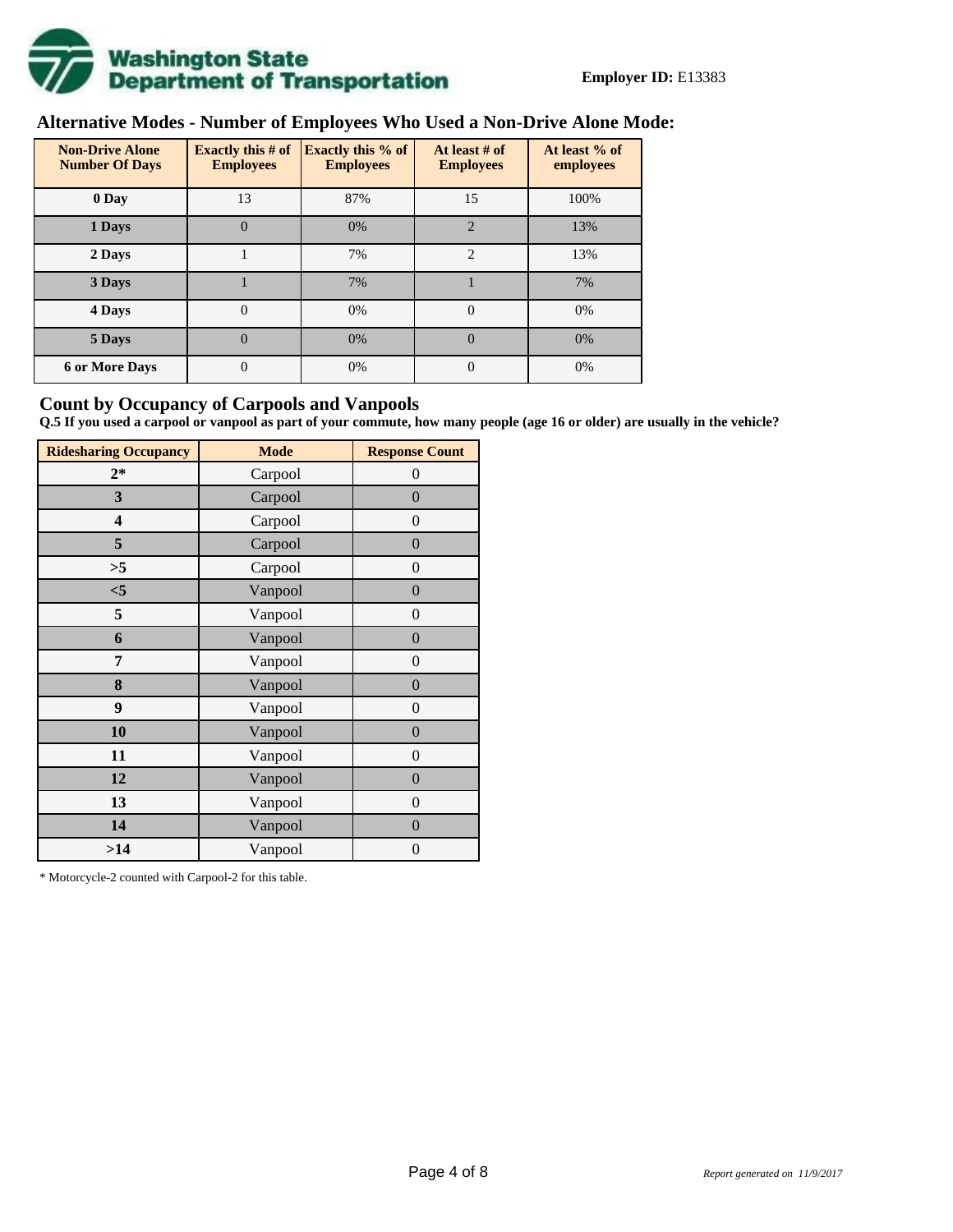**Employer ID:** E13383

## Alternative Modes - Number of Employees Who Used a Non-Drive Alone Mode:

| Non-Drive Alone Number Of Days | Exactly this # of Employees | Exactly this % of Employees | At least # of Employees | At least % of employees |
|---|---|---|---|---|
| 0 Day | 13 | 87% | 15 | 100% |
| 1 Days | 0 | 0% | 2 | 13% |
| 2 Days | 1 | 7% | 2 | 13% |
| 3 Days | 1 | 7% | 1 | 7% |
| 4 Days | 0 | 0% | 0 | 0% |
| 5 Days | 0 | 0% | 0 | 0% |
| 6 or More Days | 0 | 0% | 0 | 0% |

## Count by Occupancy of Carpools and Vanpools

**Q.5 If you used a carpool or vanpool as part of your commute, how many people (age 16 or older) are usually in the vehicle?**

| Ridesharing Occupancy | Mode | Response Count |
|---|---|---|
| 2* | Carpool | 0 |
| 3 | Carpool | 0 |
| 4 | Carpool | 0 |
| 5 | Carpool | 0 |
| >5 | Carpool | 0 |
| <5 | Vanpool | 0 |
| 5 | Vanpool | 0 |
| 6 | Vanpool | 0 |
| 7 | Vanpool | 0 |
| 8 | Vanpool | 0 |
| 9 | Vanpool | 0 |
| 10 | Vanpool | 0 |
| 11 | Vanpool | 0 |
| 12 | Vanpool | 0 |
| 13 | Vanpool | 0 |
| 14 | Vanpool | 0 |
| >14 | Vanpool | 0 |

* Motorcycle-2 counted with Carpool-2 for this table.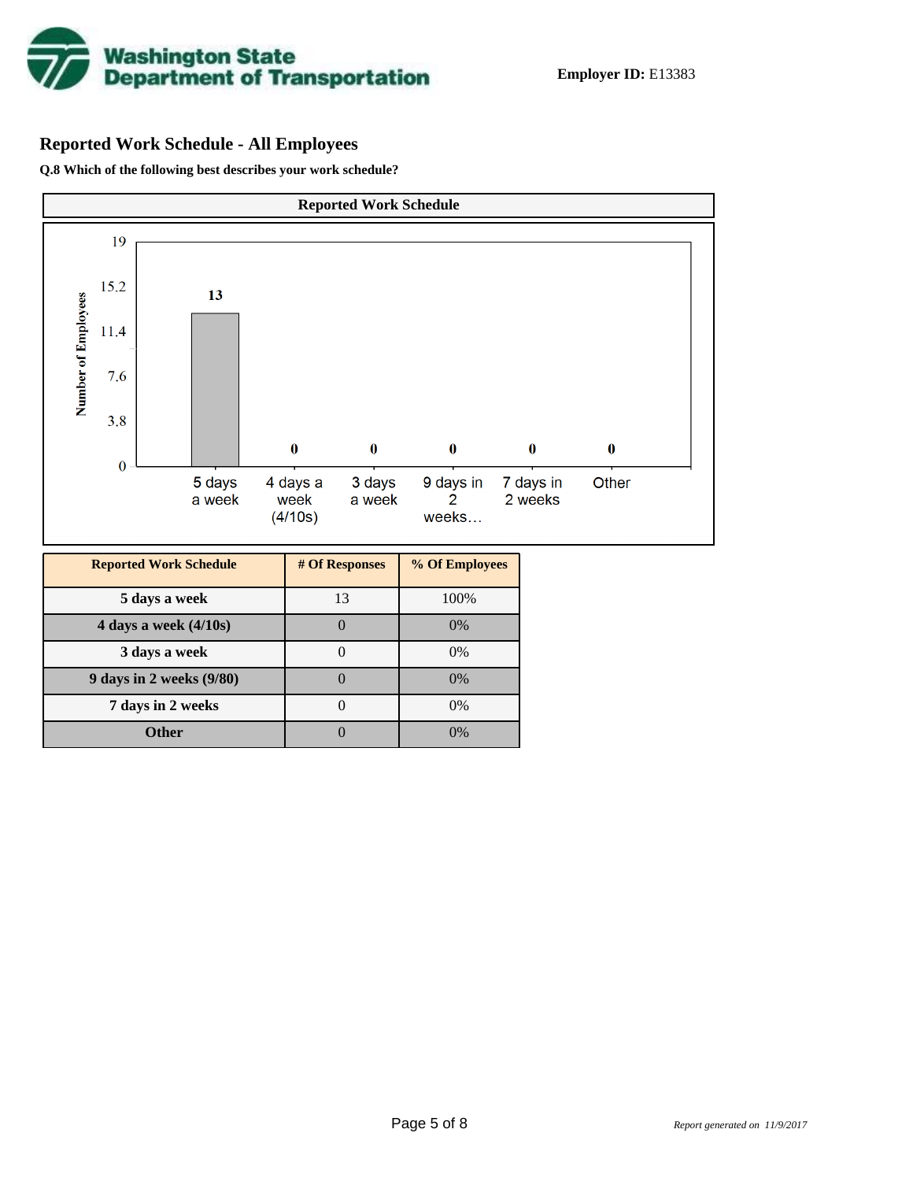**Employer ID:** E13383

## Reported Work Schedule - All Employees

**Q.8 Which of the following best describes your work schedule?**

**Reported Work Schedule**

| Reported Work Schedule | # Of Responses | % Of Employees |
|---|---|---|
| 5 days a week | 13 | 100% |
| 4 days a week (4/10s) | 0 | 0% |
| 3 days a week | 0 | 0% |
| 9 days in 2 weeks (9/80) | 0 | 0% |
| 7 days in 2 weeks | 0 | 0% |
| Other | 0 | 0% |

*Report generated on 11/9/2017*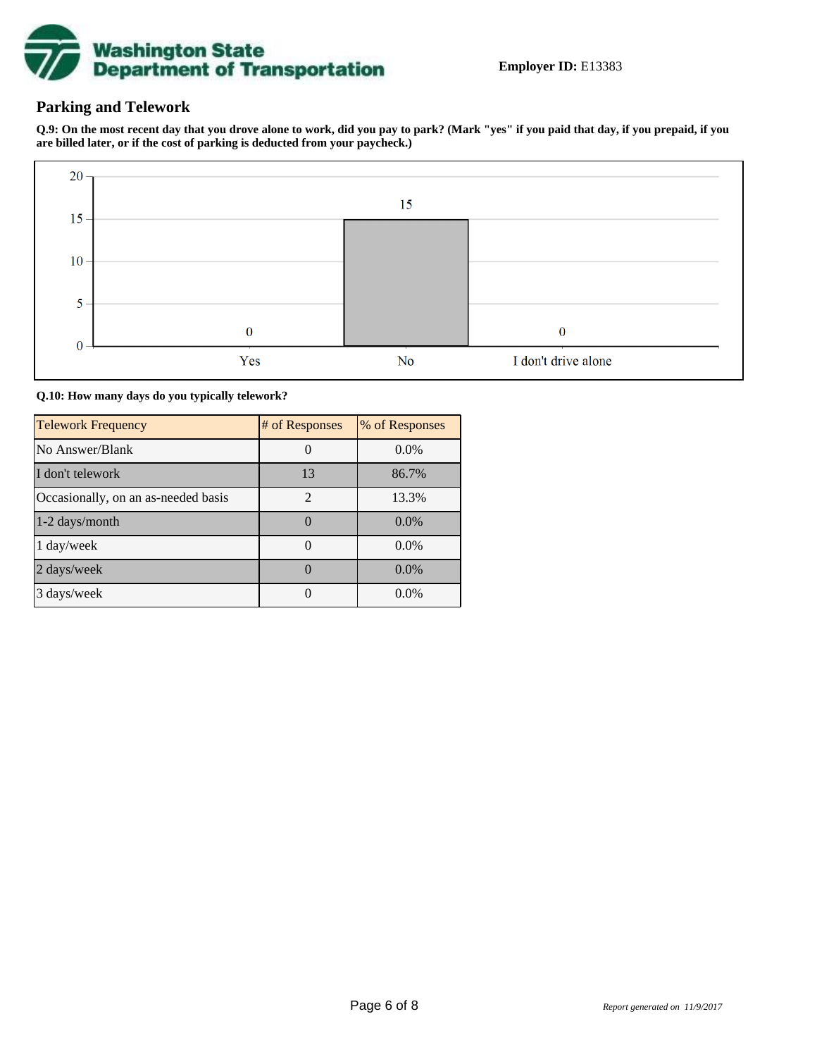**Employer ID:** E13383

## Parking and Telework

**Q.9: On the most recent day that you drove alone to work, did you pay to park? (Mark "yes" if you paid that day, if you prepaid, if you are billed later, or if the cost of parking is deducted from your paycheck.)**

| Response | # of Responses |
| --- | --- |
| Yes | 0 |
| No | 15 |
| I don't drive alone | 0 |

**Q.10: How many days do you typically telework?**

| Telework Frequency | # of Responses | % of Responses |
| --- | --- | --- |
| No Answer/Blank | 0 | 0.0% |
| I don't telework | 13 | 86.7% |
| Occasionally, on an as-needed basis | 2 | 13.3% |
| 1-2 days/month | 0 | 0.0% |
| 1 day/week | 0 | 0.0% |
| 2 days/week | 0 | 0.0% |
| 3 days/week | 0 | 0.0% |

*Report generated on 11/9/2017*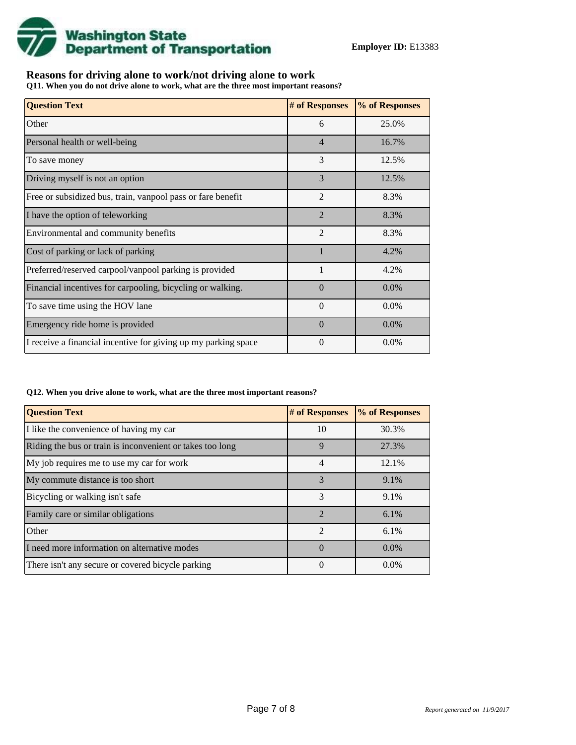**Employer ID:** E13383

## Reasons for driving alone to work/not driving alone to work

**Q11. When you do not drive alone to work, what are the three most important reasons?**

| Question Text | # of Responses | % of Responses |
|---|---|---|
| Other | 6 | 25.0% |
| Personal health or well-being | 4 | 16.7% |
| To save money | 3 | 12.5% |
| Driving myself is not an option | 3 | 12.5% |
| Free or subsidized bus, train, vanpool pass or fare benefit | 2 | 8.3% |
| I have the option of teleworking | 2 | 8.3% |
| Environmental and community benefits | 2 | 8.3% |
| Cost of parking or lack of parking | 1 | 4.2% |
| Preferred/reserved carpool/vanpool parking is provided | 1 | 4.2% |
| Financial incentives for carpooling, bicycling or walking. | 0 | 0.0% |
| To save time using the HOV lane | 0 | 0.0% |
| Emergency ride home is provided | 0 | 0.0% |
| I receive a financial incentive for giving up my parking space | 0 | 0.0% |

**Q12. When you drive alone to work, what are the three most important reasons?**

| Question Text | # of Responses | % of Responses |
|---|---|---|
| I like the convenience of having my car | 10 | 30.3% |
| Riding the bus or train is inconvenient or takes too long | 9 | 27.3% |
| My job requires me to use my car for work | 4 | 12.1% |
| My commute distance is too short | 3 | 9.1% |
| Bicycling or walking isn't safe | 3 | 9.1% |
| Family care or similar obligations | 2 | 6.1% |
| Other | 2 | 6.1% |
| I need more information on alternative modes | 0 | 0.0% |
| There isn't any secure or covered bicycle parking | 0 | 0.0% |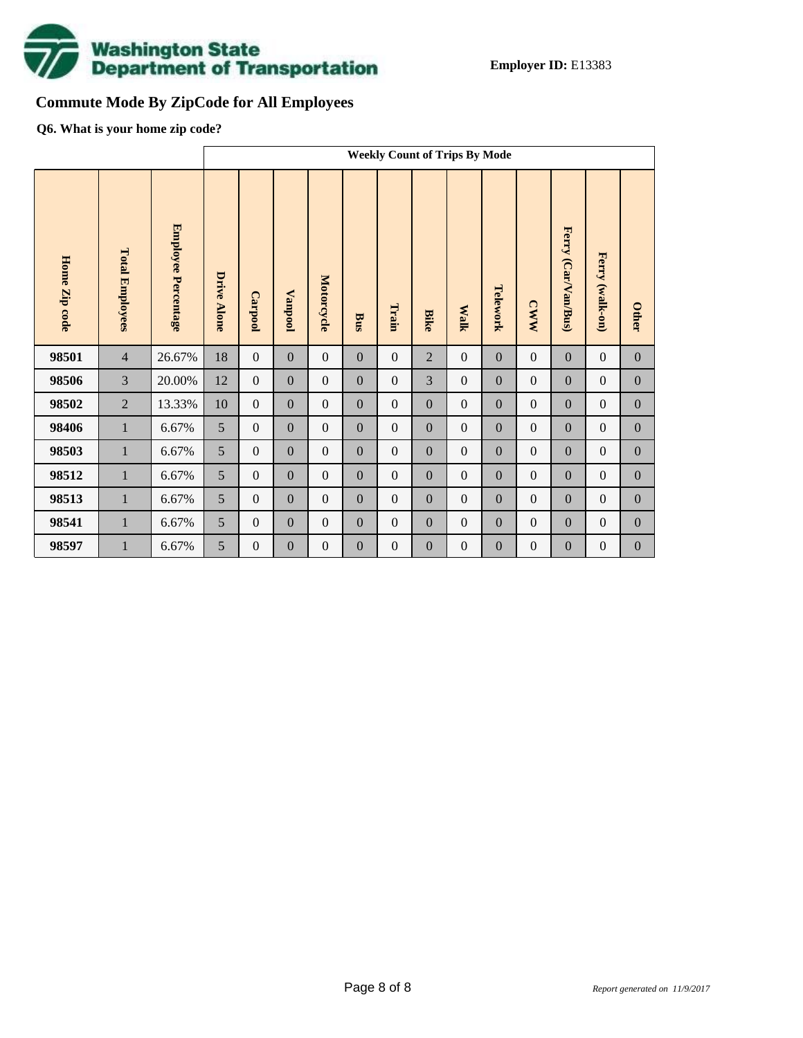**Employer ID:** E13383

## Commute Mode By ZipCode for All Employees

**Q6. What is your home zip code?**

| | | | Weekly Count of Trips By Mode | | | | | | | | | | | | |
|---|---|---|---|---|---|---|---|---|---|---|---|---|---|---|---|
| Home Zip code | Total Employees | Employee Percentage | Drive Alone | Carpool | Vanpool | Motorcycle | Bus | Train | Bike | Walk | Telework | CWW | Ferry (Car/Van/Bus) | Ferry (walk-on) | Other |
| **98501** | 4 | 26.67% | 18 | 0 | 0 | 0 | 0 | 0 | 2 | 0 | 0 | 0 | 0 | 0 | 0 |
| **98506** | 3 | 20.00% | 12 | 0 | 0 | 0 | 0 | 0 | 3 | 0 | 0 | 0 | 0 | 0 | 0 |
| **98502** | 2 | 13.33% | 10 | 0 | 0 | 0 | 0 | 0 | 0 | 0 | 0 | 0 | 0 | 0 | 0 |
| **98406** | 1 | 6.67% | 5 | 0 | 0 | 0 | 0 | 0 | 0 | 0 | 0 | 0 | 0 | 0 | 0 |
| **98503** | 1 | 6.67% | 5 | 0 | 0 | 0 | 0 | 0 | 0 | 0 | 0 | 0 | 0 | 0 | 0 |
| **98512** | 1 | 6.67% | 5 | 0 | 0 | 0 | 0 | 0 | 0 | 0 | 0 | 0 | 0 | 0 | 0 |
| **98513** | 1 | 6.67% | 5 | 0 | 0 | 0 | 0 | 0 | 0 | 0 | 0 | 0 | 0 | 0 | 0 |
| **98541** | 1 | 6.67% | 5 | 0 | 0 | 0 | 0 | 0 | 0 | 0 | 0 | 0 | 0 | 0 | 0 |
| **98597** | 1 | 6.67% | 5 | 0 | 0 | 0 | 0 | 0 | 0 | 0 | 0 | 0 | 0 | 0 | 0 |

*Report generated on 11/9/2017*